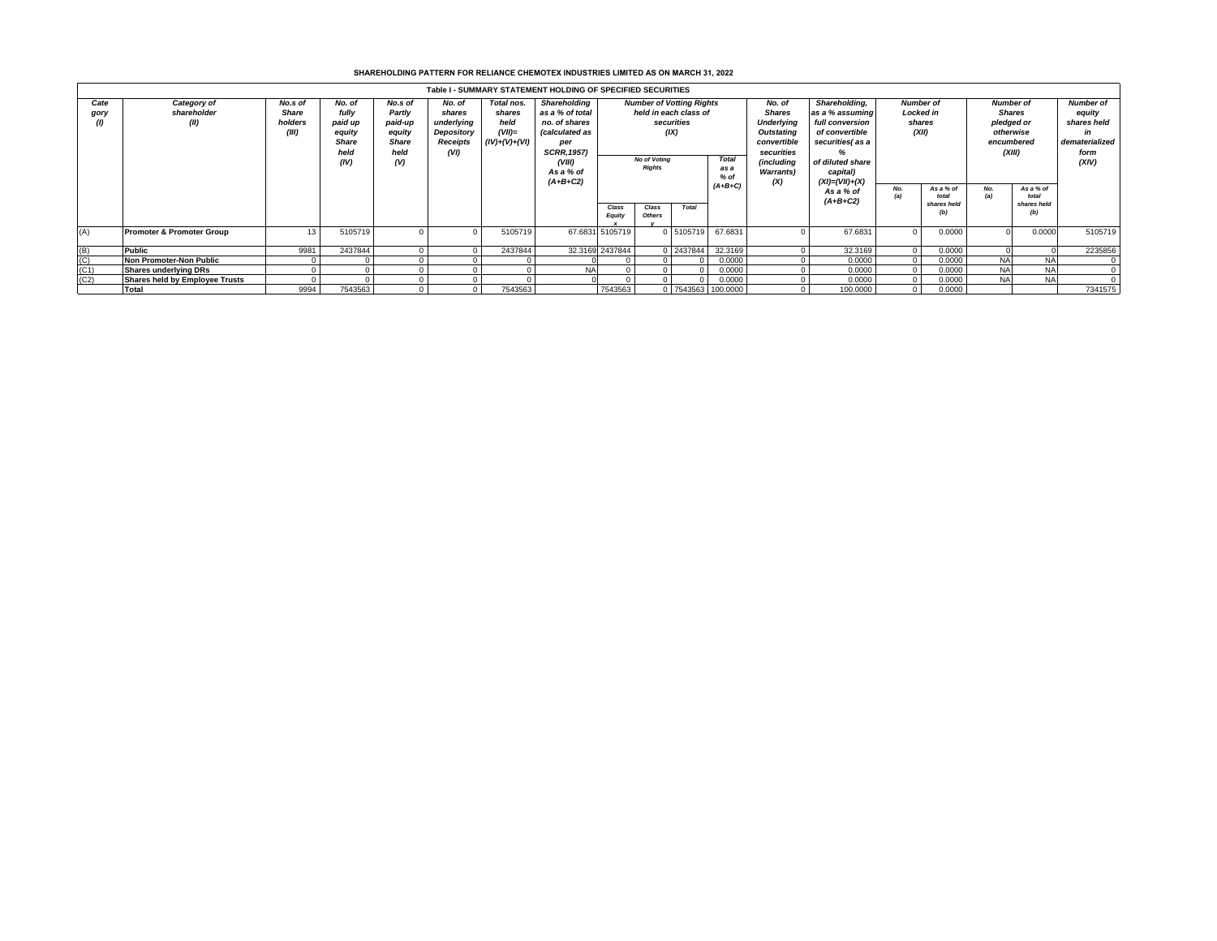**SHAREHOLDING PATTERN FOR RELIANCE CHEMOTEX INDUSTRIES LIMITED AS ON MARCH 31, 2022**

**Table I - SUMMARY STATEMENT HOLDING OF SPECIFIED SECURITIES**

| Category (I) | Category of shareholder (II) | No.s of Share holders (III) | No. of fully paid up equity Share held (IV) | No.s of Partly paid-up equity Share held (V) | No. of shares underlying Depository Receipts (VI) | Total nos. shares held (VII)= (IV)+(V)+(VI) | Shareholding as a % of total no. of shares (calculated as per SCRR,1957) (VIII) As a % of (A+B+C2) | Number of Votting Rights held in each class of securities (IX) | | | | No. of Shares Underlying Outstating convertible securities (including Warrants) (X) | Shareholding, as a % assuming full conversion of convertible securities( as a % of diluted share capital) (XI)=(VII)+(X) As a % of (A+B+C2) | Number of Locked in shares (XII) | | Number of Shares pledged or otherwise encumbered (XIII) | | Number of equity shares held in dematerialized form (XIV) |
|---|---|---|---|---|---|---|---|---|---|---|---|---|---|---|---|---|---|---|
| | | | | | | | | No of Voting Rights | | | Total as a % of (A+B+C) | | | No. (a) | As a % of total shares held (b) | No. (a) | As a % of total shares held (b) | |
| | | | | | | | | Class Equity x | Class Others y | Total | | | | | | | | |
| (A) | **Promoter & Promoter Group** | 13 | 5105719 | 0 | 0 | 5105719 | 67.6831 | 5105719 | 0 | 5105719 | 67.6831 | 0 | 67.6831 | 0 | 0.0000 | 0 | 0.0000 | 5105719 |
| (B) | **Public** | 9981 | 2437844 | 0 | 0 | 2437844 | 32.3169 | 2437844 | 0 | 2437844 | 32.3169 | 0 | 32.3169 | 0 | 0.0000 | 0 | 0 | 2235856 |
| (C) | **Non Promoter-Non Public** | 0 | 0 | 0 | 0 | 0 | 0 | 0 | 0 | 0 | 0.0000 | 0 | 0.0000 | 0 | 0.0000 | NA | NA | 0 |
| (C1) | **Shares underlying DRs** | 0 | 0 | 0 | 0 | 0 | NA | 0 | 0 | 0 | 0.0000 | 0 | 0.0000 | 0 | 0.0000 | NA | NA | 0 |
| (C2) | **Shares held by Employee Trusts** | 0 | 0 | 0 | 0 | 0 | 0 | 0 | 0 | 0 | 0.0000 | 0 | 0.0000 | 0 | 0.0000 | NA | NA | 0 |
| | **Total** | 9994 | 7543563 | 0 | 0 | 7543563 | | 7543563 | 0 | 7543563 | 100.0000 | 0 | 100.0000 | 0 | 0.0000 | | | 7341575 |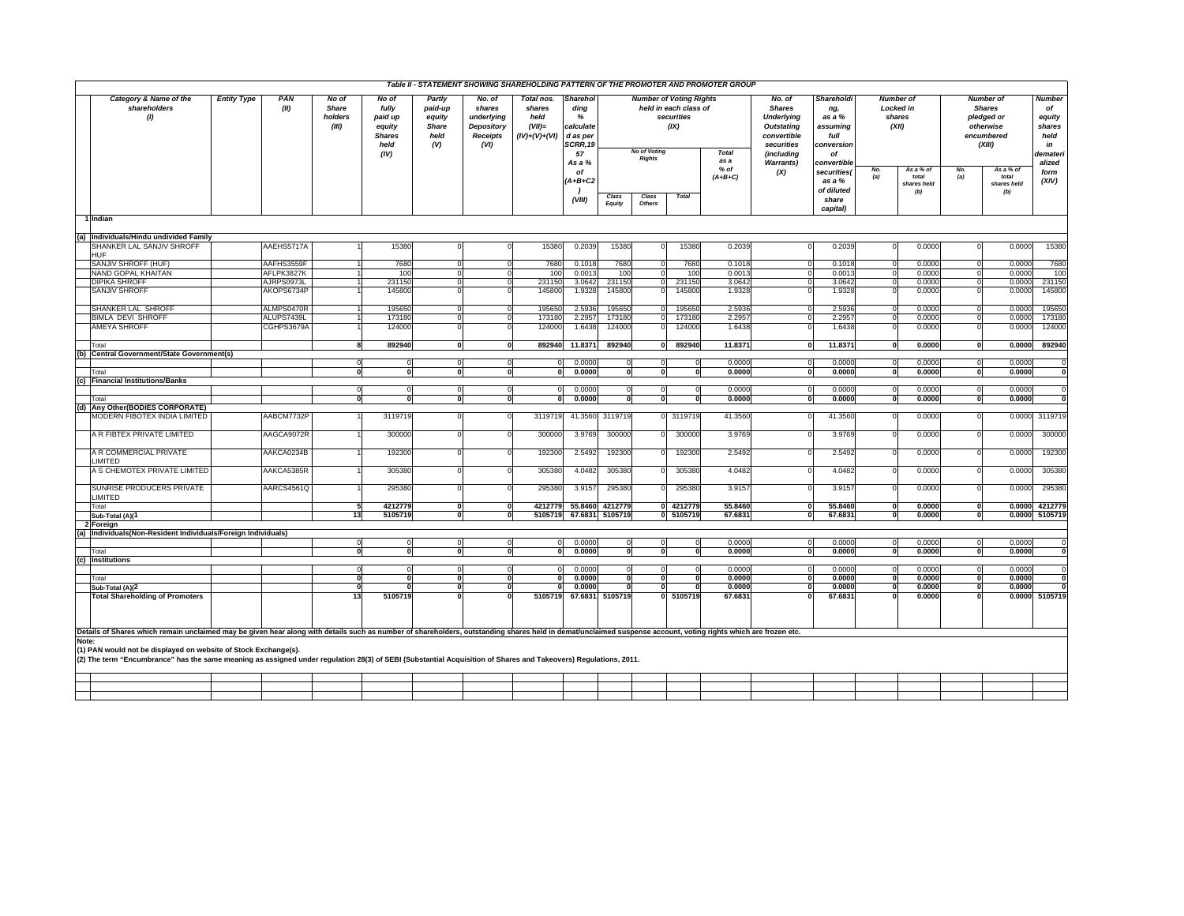## Table II - STATEMENT SHOWING SHAREHOLDING PATTERN OF THE PROMOTER AND PROMOTER GROUP

| | Category & Name of the shareholders (I) | Entity Type | PAN (II) | No of Share holders (III) | No of fully paid up equity Shares held (IV) | Partly paid-up equity Share held (V) | No. of shares underlying Depository Receipts (VI) | Total nos. shares held (VII)= (IV)+(V)+(VI) | Shareholding % calculated as per SCRR,1957 As a % of (A+B+C2) (VIII) | Number of Voting Rights held in each class of securities (IX) | | | | No. of Shares Underlying Outstating convertible securities (including Warrants) (X) | Shareholding, as a % assuming full conversion of convertible securities( as a % of diluted share capital) | Number of Locked in shares (XII) | | Number of Shares pledged or otherwise encumbered (XIII) | | Number of equity shares held in dematerialized form (XIV) |
|---|---|---|---|---|---|---|---|---|---|---|---|---|---|---|---|---|---|---|---|---|
| | | | | | | | | | | No of Voting Rights | | | Total as a % of (A+B+C) | | | No. (a) | As a % of total shares held (b) | No. (a) | As a % of total shares held (b) | |
| | | | | | | | | | | Class Equity | Class Others | Total | | | | | | | | |
| 1 | Indian | | | | | | | | | | | | | | | | | | | |
| (a) | Individuals/Hindu undivided Family | | | | | | | | | | | | | | | | | | | |
| | SHANKER LAL SANJIV SHROFF HUF | | AAEHS5717A | 1 | 15380 | 0 | 0 | 15380 | 0.2039 | 15380 | 0 | 15380 | 0.2039 | 0 | 0.2039 | 0 | 0.0000 | 0 | 0.0000 | 15380 |
| | SANJIV SHROFF (HUF) | | AAFHS3559F | 1 | 7680 | 0 | 0 | 7680 | 0.1018 | 7680 | 0 | 7680 | 0.1018 | 0 | 0.1018 | 0 | 0.0000 | 0 | 0.0000 | 7680 |
| | NAND GOPAL KHAITAN | | AFLPK3827K | 1 | 100 | 0 | 0 | 100 | 0.0013 | 100 | 0 | 100 | 0.0013 | 0 | 0.0013 | 0 | 0.0000 | 0 | 0.0000 | 100 |
| | DIPIKA SHROFF | | AJRPS0973L | 1 | 231150 | 0 | 0 | 231150 | 3.0642 | 231150 | 0 | 231150 | 3.0642 | 0 | 3.0642 | 0 | 0.0000 | 0 | 0.0000 | 231150 |
| | SANJIV SHROFF | | AKOPS6734P | 1 | 145800 | 0 | 0 | 145800 | 1.9328 | 145800 | 0 | 145800 | 1.9328 | 0 | 1.9328 | 0 | 0.0000 | 0 | 0.0000 | 145800 |
| | SHANKER LAL SHROFF | | ALMPS0470R | 1 | 195650 | 0 | 0 | 195650 | 2.5936 | 195650 | 0 | 195650 | 2.5936 | 0 | 2.5936 | 0 | 0.0000 | 0 | 0.0000 | 195650 |
| | BIMLA DEVI SHROFF | | ALUPS7439L | 1 | 173180 | 0 | 0 | 173180 | 2.2957 | 173180 | 0 | 173180 | 2.2957 | 0 | 2.2957 | 0 | 0.0000 | 0 | 0.0000 | 173180 |
| | AMEYA SHROFF | | CGHPS3679A | 1 | 124000 | 0 | 0 | 124000 | 1.6438 | 124000 | 0 | 124000 | 1.6438 | 0 | 1.6438 | 0 | 0.0000 | 0 | 0.0000 | 124000 |
| | Total | | | 8 | 892940 | 0 | 0 | 892940 | 11.8371 | 892940 | 0 | 892940 | 11.8371 | 0 | 11.8371 | 0 | 0.0000 | 0 | 0.0000 | 892940 |
| (b) | Central Government/State Government(s) | | | | | | | | | | | | | | | | | | | |
| | | | | 0 | 0 | 0 | 0 | 0 | 0.0000 | 0 | 0 | 0 | 0.0000 | 0 | 0.0000 | 0 | 0.0000 | 0 | 0.0000 | 0 |
| | Total | | | 0 | 0 | 0 | 0 | 0 | 0.0000 | 0 | 0 | 0 | 0.0000 | 0 | 0.0000 | 0 | 0.0000 | 0 | 0.0000 | 0 |
| (c) | Financial Institutions/Banks | | | | | | | | | | | | | | | | | | | |
| | | | | 0 | 0 | 0 | 0 | 0 | 0.0000 | 0 | 0 | 0 | 0.0000 | 0 | 0.0000 | 0 | 0.0000 | 0 | 0.0000 | 0 |
| | Total | | | 0 | 0 | 0 | 0 | 0 | 0.0000 | 0 | 0 | 0 | 0.0000 | 0 | 0.0000 | 0 | 0.0000 | 0 | 0.0000 | 0 |
| (d) | Any Other(BODIES CORPORATE) | | | | | | | | | | | | | | | | | | | |
| | MODERN FIBOTEX INDIA LIMITED | | AABCM7732P | 1 | 3119719 | 0 | 0 | 3119719 | 41.3560 | 3119719 | 0 | 3119719 | 41.3560 | 0 | 41.3560 | 0 | 0.0000 | 0 | 0.0000 | 3119719 |
| | A R FIBTEX PRIVATE LIMITED | | AAGCA9072R | 1 | 300000 | 0 | 0 | 300000 | 3.9769 | 300000 | 0 | 300000 | 3.9769 | 0 | 3.9769 | 0 | 0.0000 | 0 | 0.0000 | 300000 |
| | A R COMMERCIAL PRIVATE LIMITED | | AAKCA0234B | 1 | 192300 | 0 | 0 | 192300 | 2.5492 | 192300 | 0 | 192300 | 2.5492 | 0 | 2.5492 | 0 | 0.0000 | 0 | 0.0000 | 192300 |
| | A S CHEMOTEX PRIVATE LIMITED | | AAKCA5385R | 1 | 305380 | 0 | 0 | 305380 | 4.0482 | 305380 | 0 | 305380 | 4.0482 | 0 | 4.0482 | 0 | 0.0000 | 0 | 0.0000 | 305380 |
| | SUNRISE PRODUCERS PRIVATE LIMITED | | AARCS4561Q | 1 | 295380 | 0 | 0 | 295380 | 3.9157 | 295380 | 0 | 295380 | 3.9157 | 0 | 3.9157 | 0 | 0.0000 | 0 | 0.0000 | 295380 |
| | Total | | | 5 | 4212779 | 0 | 0 | 4212779 | 55.8460 | 4212779 | 0 | 4212779 | 55.8460 | 0 | 55.8460 | 0 | 0.0000 | 0 | 0.0000 | 4212779 |
| | Sub-Total (A)(1 | | | 13 | 5105719 | 0 | 0 | 5105719 | 67.6831 | 5105719 | 0 | 5105719 | 67.6831 | 0 | 67.6831 | 0 | 0.0000 | 0 | 0.0000 | 5105719 |
| 2 | Foreign | | | | | | | | | | | | | | | | | | | |
| (a) | Individuals(Non-Resident Individuals/Foreign Individuals) | | | | | | | | | | | | | | | | | | | |
| | | | | 0 | 0 | 0 | 0 | 0 | 0.0000 | 0 | 0 | 0 | 0.0000 | 0 | 0.0000 | 0 | 0.0000 | 0 | 0.0000 | 0 |
| | Total | | | 0 | 0 | 0 | 0 | 0 | 0.0000 | 0 | 0 | 0 | 0.0000 | 0 | 0.0000 | 0 | 0.0000 | 0 | 0.0000 | 0 |
| (c) | Institutions | | | | | | | | | | | | | | | | | | | |
| | | | | 0 | 0 | 0 | 0 | 0 | 0.0000 | 0 | 0 | 0 | 0.0000 | 0 | 0.0000 | 0 | 0.0000 | 0 | 0.0000 | 0 |
| | Total | | | 0 | 0 | 0 | 0 | 0 | 0.0000 | 0 | 0 | 0 | 0.0000 | 0 | 0.0000 | 0 | 0.0000 | 0 | 0.0000 | 0 |
| | Sub-Total (A)(2 | | | 0 | 0 | 0 | 0 | 0 | 0.0000 | 0 | 0 | 0 | 0.0000 | 0 | 0.0000 | 0 | 0.0000 | 0 | 0.0000 | 0 |
| | Total Shareholding of Promoters | | | 13 | 5105719 | 0 | 0 | 5105719 | 67.6831 | 5105719 | 0 | 5105719 | 67.6831 | 0 | 67.6831 | 0 | 0.0000 | 0 | 0.0000 | 5105719 |

Details of Shares which remain unclaimed may be given hear along with details such as number of shareholders, outstanding shares held in demat/unclaimed suspense account, voting rights which are frozen etc.

**Note:**

**(1) PAN would not be displayed on website of Stock Exchange(s).**

**(2) The term "Encumbrance" has the same meaning as assigned under regulation 28(3) of SEBI (Substantial Acquisition of Shares and Takeovers) Regulations, 2011.**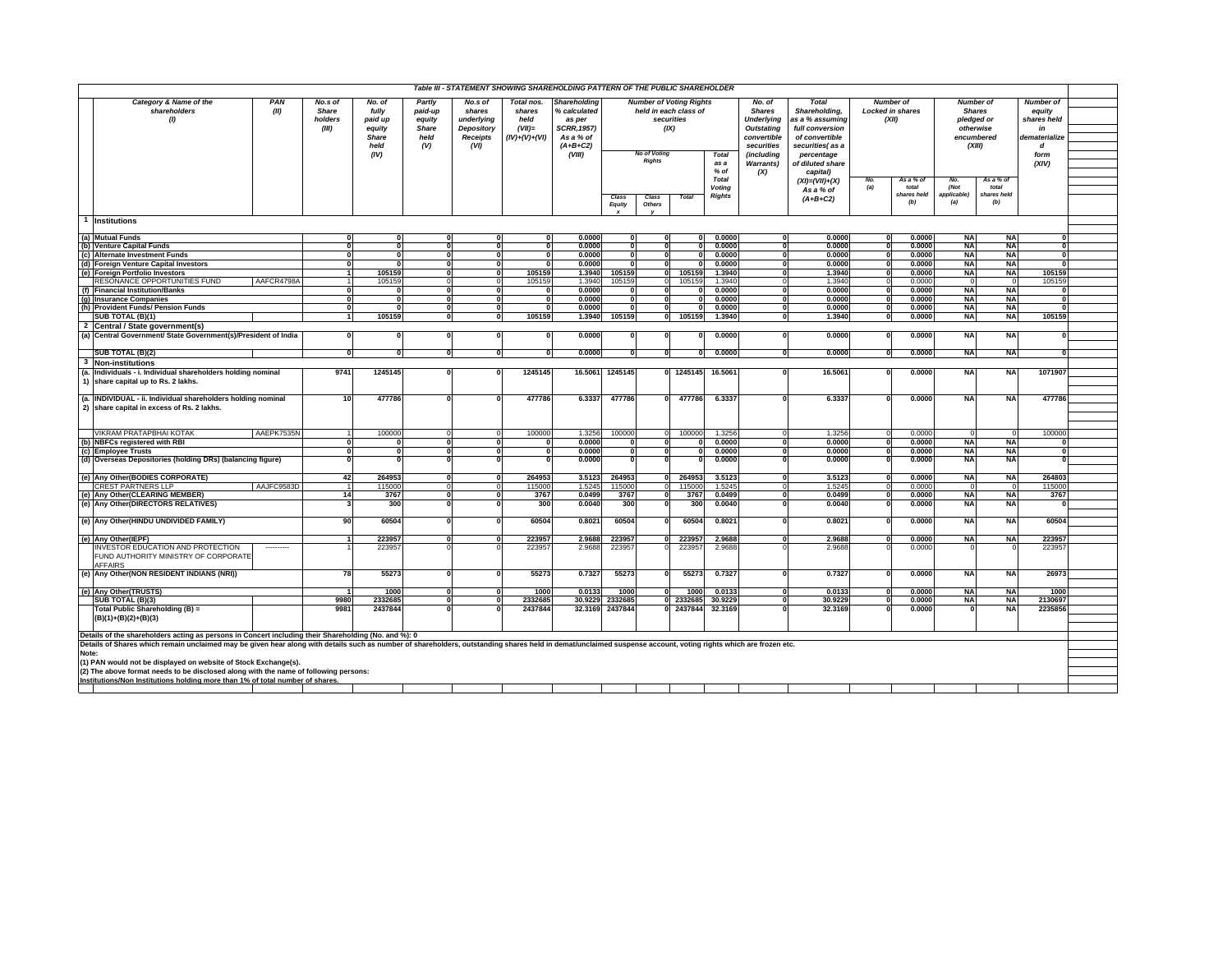**Table III - STATEMENT SHOWING SHAREHOLDING PATTERN OF THE PUBLIC SHAREHOLDER**

| | Category & Name of the shareholders (I) | PAN (II) | No.s of Share holders (III) | No. of fully paid up equity Share held (IV) | Partly paid-up equity Share held (V) | No.s of shares underlying Depository Receipts (VI) | Total nos. shares held (VII)= (IV)+(V)+(VI) | Shareholding % calculated as per SCRR,1957) As a % of (A+B+C2) (VIII) | Number of Voting Rights held in each class of securities (IX) | | | | No. of Shares Underlying Outstating convertible securities (including Warrants) (X) | Total Shareholding, as a % assuming full conversion of convertible securities( as a percentage of diluted share capital) (XI)=(VII)+(X) As a % of (A+B+C2) | Number of Locked in shares (XII) | | Number of Shares pledged or otherwise encumbered (XIII) | | Number of equity shares held in dematerialize d form (XIV) |
|---|---|---|---|---|---|---|---|---|---|---|---|---|---|---|---|---|---|---|---|
| | | | | | | | | | No of Voting Rights | | | Total as a % of Total Voting Rights | | | No. (a) | As a % of total shares held (b) | No. (Not applicable) (a) | As a % of total shares held (b) | |
| | | | | | | | | | Class Equity x | Class Others y | Total | | | | | | | | |
| 1 | **Institutions** | | | | | | | | | | | | | | | | | | |
| (a) | **Mutual Funds** | | 0 | 0 | 0 | 0 | 0 | 0.0000 | 0 | 0 | 0 | 0.0000 | 0 | 0.0000 | 0 | 0.0000 | NA | NA | 0 |
| (b) | **Venture Capital Funds** | | 0 | 0 | 0 | 0 | 0 | 0.0000 | 0 | 0 | 0 | 0.0000 | 0 | 0.0000 | 0 | 0.0000 | NA | NA | 0 |
| (c) | **Alternate Investment Funds** | | 0 | 0 | 0 | 0 | 0 | 0.0000 | 0 | 0 | 0 | 0.0000 | 0 | 0.0000 | 0 | 0.0000 | NA | NA | 0 |
| (d) | **Foreign Venture Capital Investors** | | 0 | 0 | 0 | 0 | 0 | 0.0000 | 0 | 0 | 0 | 0.0000 | 0 | 0.0000 | 0 | 0.0000 | NA | NA | 0 |
| (e) | **Foreign Portfolio Investors** | | 1 | 105159 | 0 | 0 | 105159 | 1.3940 | 105159 | 0 | 105159 | 1.3940 | 0 | 1.3940 | 0 | 0.0000 | NA | NA | 105159 |
| | RESONANCE OPPORTUNITIES FUND | AAFCR4798A | 1 | 105159 | 0 | 0 | 105159 | 1.3940 | 105159 | 0 | 105159 | 1.3940 | 0 | 1.3940 | 0 | 0.0000 | 0 | 0 | 105159 |
| (f) | **Financial Institution/Banks** | | 0 | 0 | 0 | 0 | 0 | 0.0000 | 0 | 0 | 0 | 0.0000 | 0 | 0.0000 | 0 | 0.0000 | NA | NA | 0 |
| (g) | **Insurance Companies** | | 0 | 0 | 0 | 0 | 0 | 0.0000 | 0 | 0 | 0 | 0.0000 | 0 | 0.0000 | 0 | 0.0000 | NA | NA | 0 |
| (h) | **Provident Funds/ Pension Funds** | | 0 | 0 | 0 | 0 | 0 | 0.0000 | 0 | 0 | 0 | 0.0000 | 0 | 0.0000 | 0 | 0.0000 | NA | NA | 0 |
| | **SUB TOTAL (B)(1)** | | 1 | 105159 | 0 | 0 | 105159 | 1.3940 | 105159 | 0 | 105159 | 1.3940 | 0 | 1.3940 | 0 | 0.0000 | NA | NA | 105159 |
| 2 | **Central / State government(s)** | | | | | | | | | | | | | | | | | | |
| (a) | **Central Government/ State Government(s)/President of India** | | 0 | 0 | 0 | 0 | 0 | 0.0000 | 0 | 0 | 0 | 0.0000 | 0 | 0.0000 | 0 | 0.0000 | NA | NA | 0 |
| | **SUB TOTAL (B)(2)** | | 0 | 0 | 0 | 0 | 0 | 0.0000 | 0 | 0 | 0 | 0.0000 | 0 | 0.0000 | 0 | 0.0000 | NA | NA | 0 |
| 3 | **Non-institutions** | | | | | | | | | | | | | | | | | | |
| (a. 1) | **Individuals - i. Individual shareholders holding nominal share capital up to Rs. 2 lakhs.** | | 9741 | 1245145 | 0 | 0 | 1245145 | 16.5061 | 1245145 | 0 | 1245145 | 16.5061 | 0 | 16.5061 | 0 | 0.0000 | NA | NA | 1071907 |
| (a. 2) | **INDIVIDUAL - ii. Individual shareholders holding nominal share capital in excess of Rs. 2 lakhs.** | | 10 | 477786 | 0 | 0 | 477786 | 6.3337 | 477786 | 0 | 477786 | 6.3337 | 0 | 6.3337 | 0 | 0.0000 | NA | NA | 477786 |
| | VIKRAM PRATAPBHAI KOTAK | AAEPK7535N | 1 | 100000 | 0 | 0 | 100000 | 1.3256 | 100000 | 0 | 100000 | 1.3256 | 0 | 1.3256 | 0 | 0.0000 | 0 | 0 | 100000 |
| (b) | **NBFCs registered with RBI** | | 0 | 0 | 0 | 0 | 0 | 0.0000 | 0 | 0 | 0 | 0.0000 | 0 | 0.0000 | 0 | 0.0000 | NA | NA | 0 |
| (c) | **Employee Trusts** | | 0 | 0 | 0 | 0 | 0 | 0.0000 | 0 | 0 | 0 | 0.0000 | 0 | 0.0000 | 0 | 0.0000 | NA | NA | 0 |
| (d) | **Overseas Depositories (holding DRs) (balancing figure)** | | 0 | 0 | 0 | 0 | 0 | 0.0000 | 0 | 0 | 0 | 0.0000 | 0 | 0.0000 | 0 | 0.0000 | NA | NA | 0 |
| (e) | **Any Other(BODIES CORPORATE)** | | 42 | 264953 | 0 | 0 | 264953 | 3.5123 | 264953 | 0 | 264953 | 3.5123 | 0 | 3.5123 | 0 | 0.0000 | NA | NA | 264803 |
| | CREST PARTNERS LLP | AAJFC9583D | 1 | 115000 | 0 | 0 | 115000 | 1.5245 | 115000 | 0 | 115000 | 1.5245 | 0 | 1.5245 | 0 | 0.0000 | 0 | 0 | 115000 |
| (e) | **Any Other(CLEARING MEMBER)** | | 14 | 3767 | 0 | 0 | 3767 | 0.0499 | 3767 | 0 | 3767 | 0.0499 | 0 | 0.0499 | 0 | 0.0000 | NA | NA | 3767 |
| (e) | **Any Other(DIRECTORS RELATIVES)** | | 3 | 300 | 0 | 0 | 300 | 0.0040 | 300 | 0 | 300 | 0.0040 | 0 | 0.0040 | 0 | 0.0000 | NA | NA | 0 |
| (e) | **Any Other(HINDU UNDIVIDED FAMILY)** | | 90 | 60504 | 0 | 0 | 60504 | 0.8021 | 60504 | 0 | 60504 | 0.8021 | 0 | 0.8021 | 0 | 0.0000 | NA | NA | 60504 |
| (e) | **Any Other(IEPF)** | | 1 | 223957 | 0 | 0 | 223957 | 2.9688 | 223957 | 0 | 223957 | 2.9688 | 0 | 2.9688 | 0 | 0.0000 | NA | NA | 223957 |
| | INVESTOR EDUCATION AND PROTECTION FUND AUTHORITY MINISTRY OF CORPORATE AFFAIRS | ---------- | 1 | 223957 | 0 | 0 | 223957 | 2.9688 | 223957 | 0 | 223957 | 2.9688 | 0 | 2.9688 | 0 | 0.0000 | 0 | 0 | 223957 |
| (e) | **Any Other(NON RESIDENT INDIANS (NRI))** | | 78 | 55273 | 0 | 0 | 55273 | 0.7327 | 55273 | 0 | 55273 | 0.7327 | 0 | 0.7327 | 0 | 0.0000 | NA | NA | 26973 |
| (e) | **Any Other(TRUSTS)** | | 1 | 1000 | 0 | 0 | 1000 | 0.0133 | 1000 | 0 | 1000 | 0.0133 | 0 | 0.0133 | 0 | 0.0000 | NA | NA | 1000 |
| | **SUB TOTAL (B)(3)** | | 9980 | 2332685 | 0 | 0 | 2332685 | 30.9229 | 2332685 | 0 | 2332685 | 30.9229 | 0 | 30.9229 | 0 | 0.0000 | NA | NA | 2130697 |
| | **Total Public Shareholding (B) = (B)(1)+(B)(2)+(B)(3)** | | 9981 | 2437844 | 0 | 0 | 2437844 | 32.3169 | 2437844 | 0 | 2437844 | 32.3169 | 0 | 32.3169 | 0 | 0.0000 | 0 | NA | 2235856 |

**Details of the shareholders acting as persons in Concert including their Shareholding (No. and %): 0**

**Details of Shares which remain unclaimed may be given hear along with details such as number of shareholders, outstanding shares held in demat/unclaimed suspense account, voting rights which are frozen etc.**

**Note:**

**(1) PAN would not be displayed on website of Stock Exchange(s).**

**(2) The above format needs to be disclosed along with the name of following persons:**

**Institutions/Non Institutions holding more than 1% of total number of shares.**